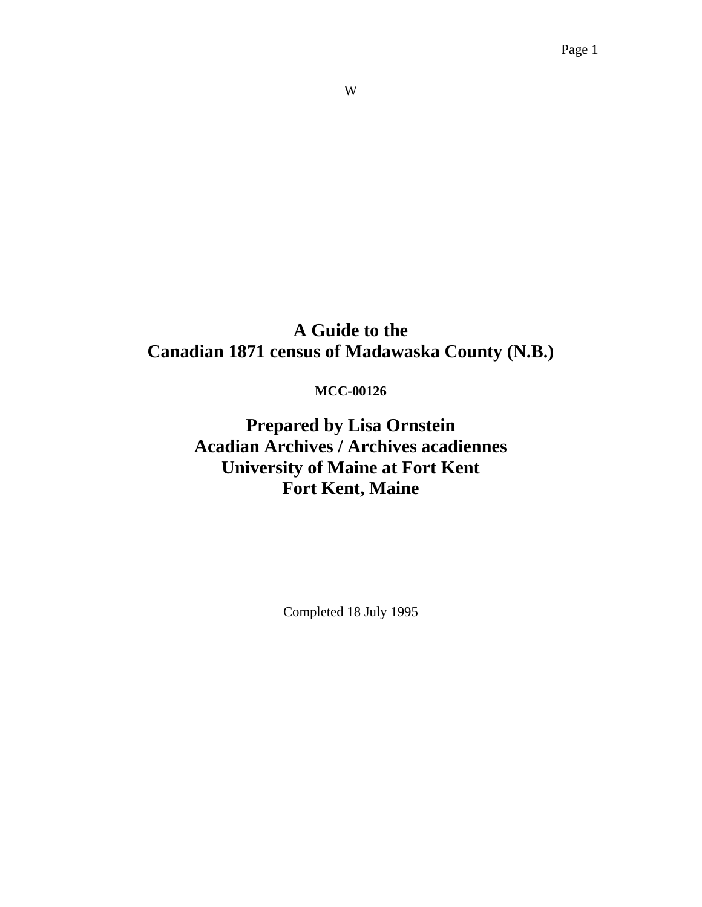W

# A Guide to the
# Canadian 1871 census of Madawaska County (N.B.)

**MCC-00126**

## Prepared by Lisa Ornstein
## Acadian Archives / Archives acadiennes
## University of Maine at Fort Kent
## Fort Kent, Maine

Completed 18 July 1995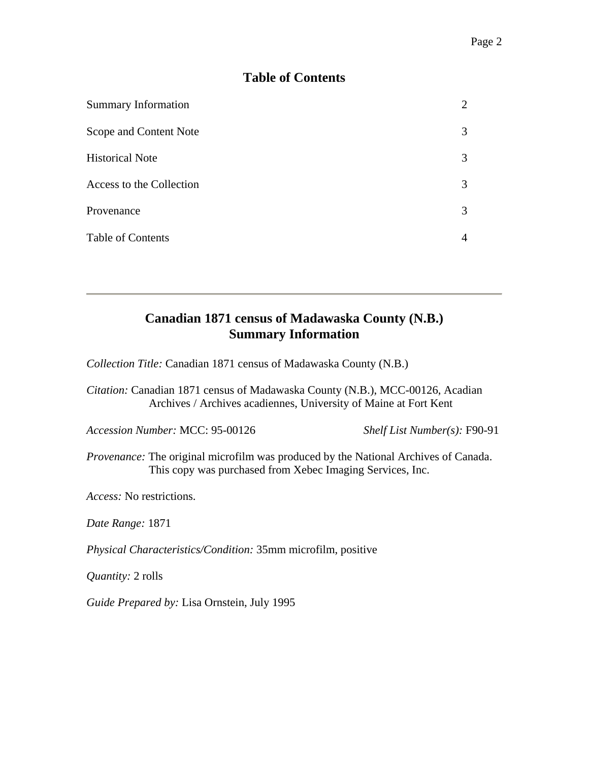## Table of Contents

| | |
|---|---|
| Summary Information | 2 |
| Scope and Content Note | 3 |
| Historical Note | 3 |
| Access to the Collection | 3 |
| Provenance | 3 |
| Table of Contents | 4 |

---

## Canadian 1871 census of Madawaska County (N.B.)
## Summary Information

*Collection Title:* Canadian 1871 census of Madawaska County (N.B.)

*Citation:* Canadian 1871 census of Madawaska County (N.B.), MCC-00126, Acadian Archives / Archives acadiennes, University of Maine at Fort Kent

*Accession Number:* MCC: 95-00126 *Shelf List Number(s):* F90-91

*Provenance:* The original microfilm was produced by the National Archives of Canada. This copy was purchased from Xebec Imaging Services, Inc.

*Access:* No restrictions.

*Date Range:* 1871

*Physical Characteristics/Condition:* 35mm microfilm, positive

*Quantity:* 2 rolls

*Guide Prepared by:* Lisa Ornstein, July 1995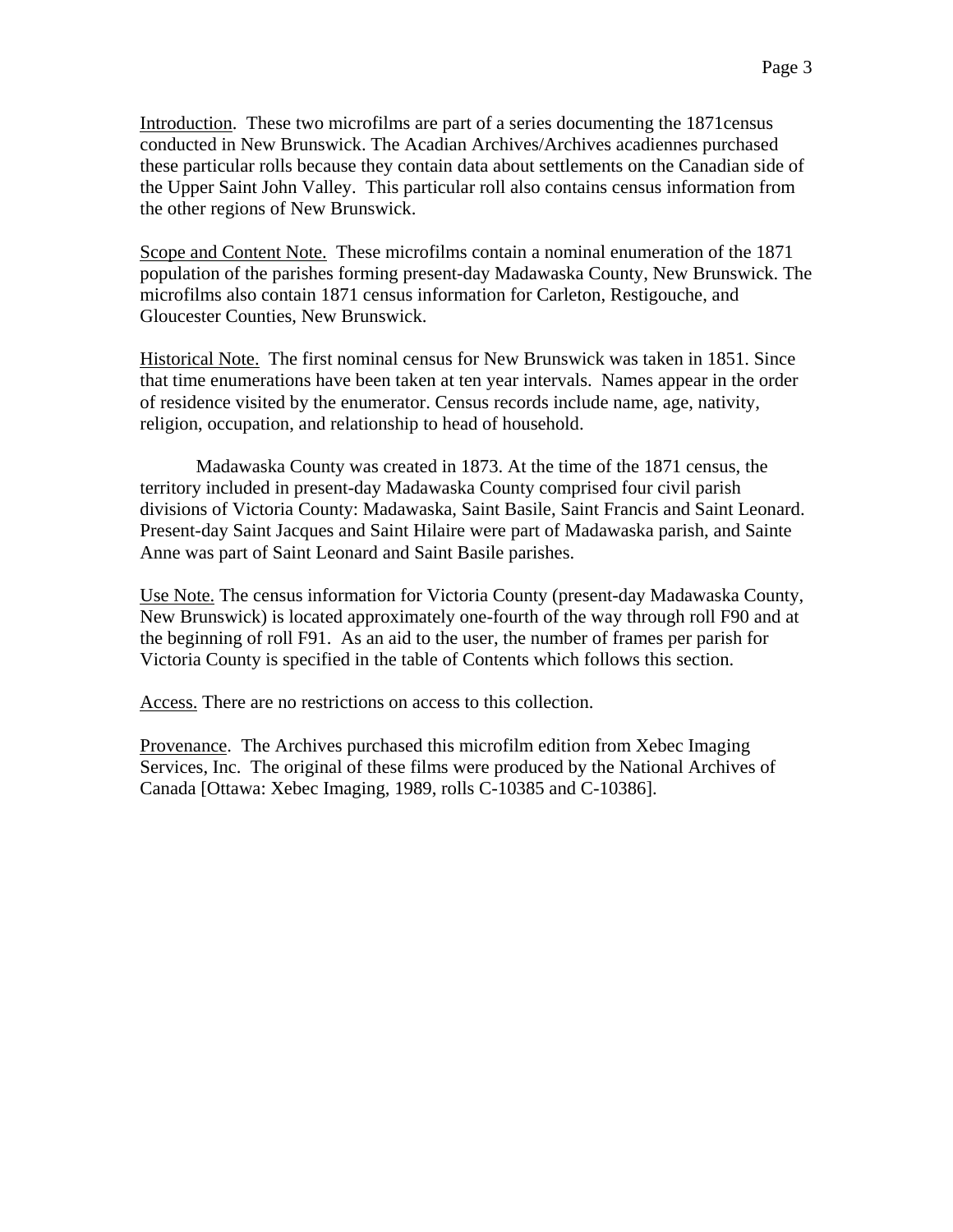Introduction. These two microfilms are part of a series documenting the 1871census conducted in New Brunswick. The Acadian Archives/Archives acadiennes purchased these particular rolls because they contain data about settlements on the Canadian side of the Upper Saint John Valley. This particular roll also contains census information from the other regions of New Brunswick.

Scope and Content Note. These microfilms contain a nominal enumeration of the 1871 population of the parishes forming present-day Madawaska County, New Brunswick. The microfilms also contain 1871 census information for Carleton, Restigouche, and Gloucester Counties, New Brunswick.

Historical Note. The first nominal census for New Brunswick was taken in 1851. Since that time enumerations have been taken at ten year intervals. Names appear in the order of residence visited by the enumerator. Census records include name, age, nativity, religion, occupation, and relationship to head of household.

Madawaska County was created in 1873. At the time of the 1871 census, the territory included in present-day Madawaska County comprised four civil parish divisions of Victoria County: Madawaska, Saint Basile, Saint Francis and Saint Leonard. Present-day Saint Jacques and Saint Hilaire were part of Madawaska parish, and Sainte Anne was part of Saint Leonard and Saint Basile parishes.

Use Note. The census information for Victoria County (present-day Madawaska County, New Brunswick) is located approximately one-fourth of the way through roll F90 and at the beginning of roll F91. As an aid to the user, the number of frames per parish for Victoria County is specified in the table of Contents which follows this section.

Access. There are no restrictions on access to this collection.

Provenance. The Archives purchased this microfilm edition from Xebec Imaging Services, Inc. The original of these films were produced by the National Archives of Canada [Ottawa: Xebec Imaging, 1989, rolls C-10385 and C-10386].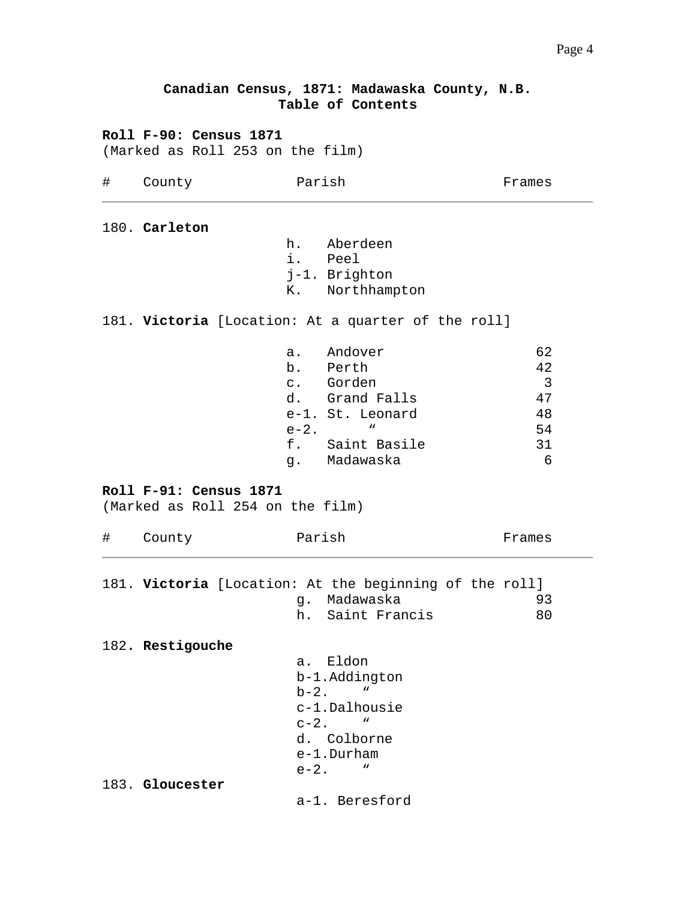**Canadian Census, 1871: Madawaska County, N.B.**
**Table of Contents**

**Roll F-90: Census 1871**
(Marked as Roll 253 on the film)

| # | County | Parish | Frames |
|---|---|---|---|
| 180. | **Carleton** | | |
| | | h. Aberdeen | |
| | | i. Peel | |
| | | j-1. Brighton | |
| | | K. Northhampton | |
| 181. | **Victoria** [Location: At a quarter of the roll] | | |
| | | a. Andover | 62 |
| | | b. Perth | 42 |
| | | c. Gorden | 3 |
| | | d. Grand Falls | 47 |
| | | e-1. St. Leonard | 48 |
| | | e-2. " | 54 |
| | | f. Saint Basile | 31 |
| | | g. Madawaska | 6 |

**Roll F-91: Census 1871**
(Marked as Roll 254 on the film)

| # | County | Parish | Frames |
|---|---|---|---|
| 181. | **Victoria** [Location: At the beginning of the roll] | | |
| | | g. Madawaska | 93 |
| | | h. Saint Francis | 80 |
| 182. | **Restigouche** | | |
| | | a. Eldon | |
| | | b-1. Addington | |
| | | b-2. " | |
| | | c-1. Dalhousie | |
| | | c-2. " | |
| | | d. Colborne | |
| | | e-1. Durham | |
| | | e-2. " | |
| 183. | **Gloucester** | | |
| | | a-1. Beresford | |